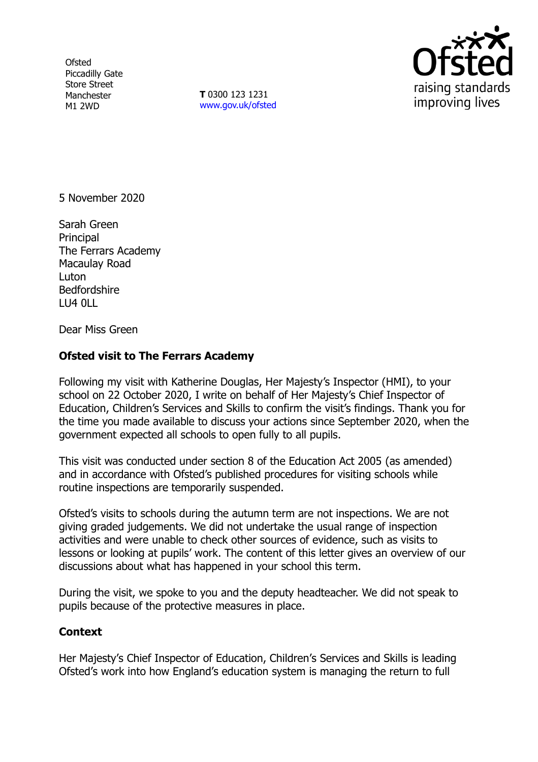Ofsted
Piccadilly Gate
Store Street
Manchester
M1 2WD

**T** 0300 123 1231
www.gov.uk/ofsted

5 November 2020

Sarah Green
Principal
The Ferrars Academy
Macaulay Road
Luton
Bedfordshire
LU4 0LL

Dear Miss Green

**Ofsted visit to The Ferrars Academy**

Following my visit with Katherine Douglas, Her Majesty's Inspector (HMI), to your school on 22 October 2020, I write on behalf of Her Majesty's Chief Inspector of Education, Children's Services and Skills to confirm the visit's findings. Thank you for the time you made available to discuss your actions since September 2020, when the government expected all schools to open fully to all pupils.

This visit was conducted under section 8 of the Education Act 2005 (as amended) and in accordance with Ofsted's published procedures for visiting schools while routine inspections are temporarily suspended.

Ofsted's visits to schools during the autumn term are not inspections. We are not giving graded judgements. We did not undertake the usual range of inspection activities and were unable to check other sources of evidence, such as visits to lessons or looking at pupils' work. The content of this letter gives an overview of our discussions about what has happened in your school this term.

During the visit, we spoke to you and the deputy headteacher. We did not speak to pupils because of the protective measures in place.

**Context**

Her Majesty's Chief Inspector of Education, Children's Services and Skills is leading Ofsted's work into how England's education system is managing the return to full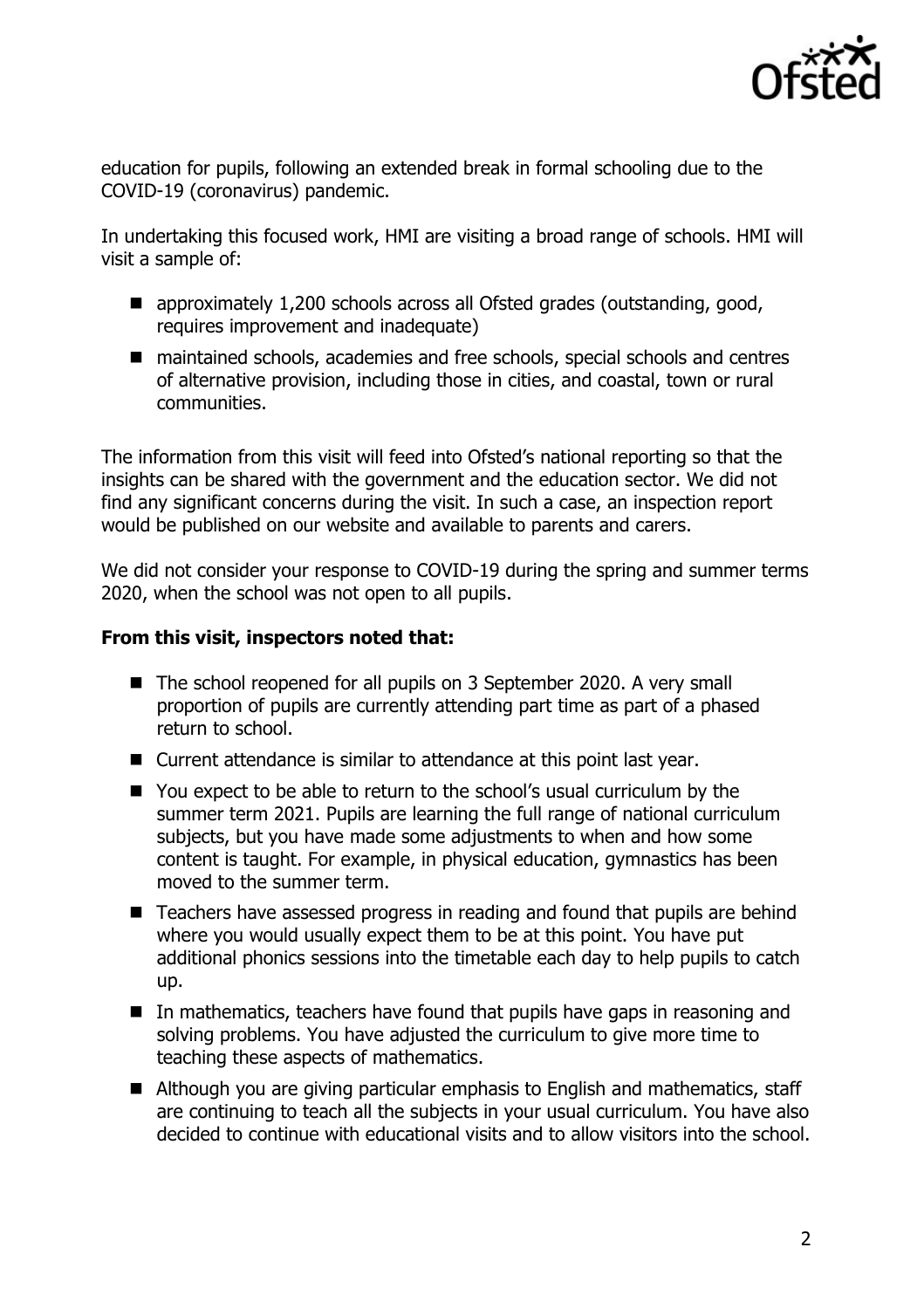education for pupils, following an extended break in formal schooling due to the COVID-19 (coronavirus) pandemic.

In undertaking this focused work, HMI are visiting a broad range of schools. HMI will visit a sample of:

- approximately 1,200 schools across all Ofsted grades (outstanding, good, requires improvement and inadequate)
- maintained schools, academies and free schools, special schools and centres of alternative provision, including those in cities, and coastal, town or rural communities.

The information from this visit will feed into Ofsted's national reporting so that the insights can be shared with the government and the education sector. We did not find any significant concerns during the visit. In such a case, an inspection report would be published on our website and available to parents and carers.

We did not consider your response to COVID-19 during the spring and summer terms 2020, when the school was not open to all pupils.

**From this visit, inspectors noted that:**

- The school reopened for all pupils on 3 September 2020. A very small proportion of pupils are currently attending part time as part of a phased return to school.
- Current attendance is similar to attendance at this point last year.
- You expect to be able to return to the school's usual curriculum by the summer term 2021. Pupils are learning the full range of national curriculum subjects, but you have made some adjustments to when and how some content is taught. For example, in physical education, gymnastics has been moved to the summer term.
- Teachers have assessed progress in reading and found that pupils are behind where you would usually expect them to be at this point. You have put additional phonics sessions into the timetable each day to help pupils to catch up.
- In mathematics, teachers have found that pupils have gaps in reasoning and solving problems. You have adjusted the curriculum to give more time to teaching these aspects of mathematics.
- Although you are giving particular emphasis to English and mathematics, staff are continuing to teach all the subjects in your usual curriculum. You have also decided to continue with educational visits and to allow visitors into the school.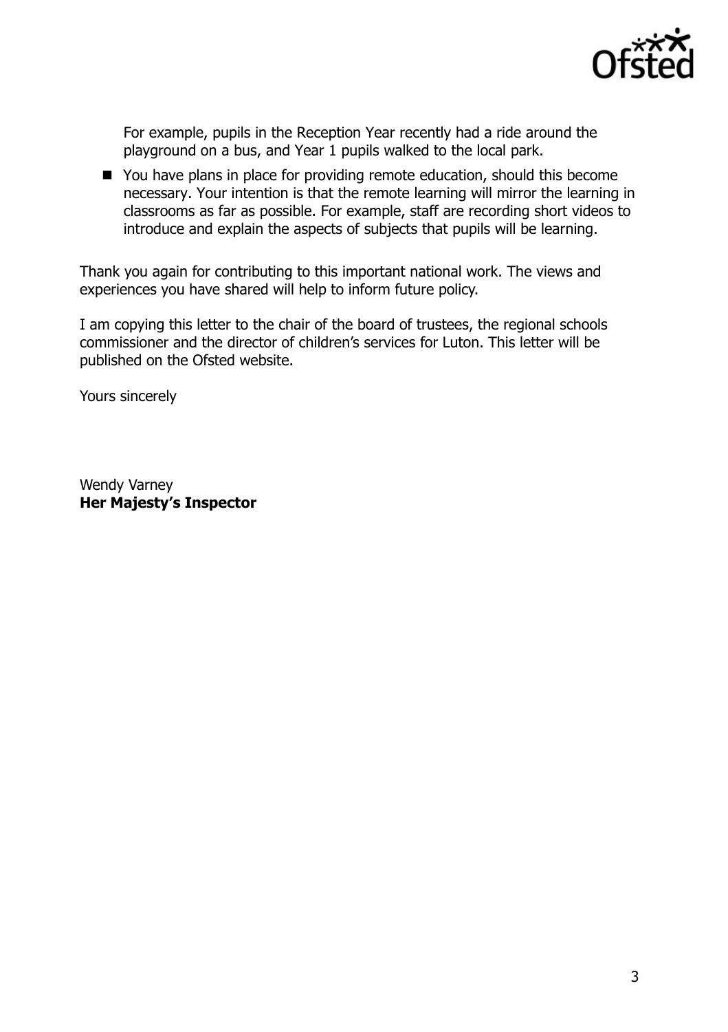For example, pupils in the Reception Year recently had a ride around the playground on a bus, and Year 1 pupils walked to the local park.

- You have plans in place for providing remote education, should this become necessary. Your intention is that the remote learning will mirror the learning in classrooms as far as possible. For example, staff are recording short videos to introduce and explain the aspects of subjects that pupils will be learning.

Thank you again for contributing to this important national work. The views and experiences you have shared will help to inform future policy.

I am copying this letter to the chair of the board of trustees, the regional schools commissioner and the director of children's services for Luton. This letter will be published on the Ofsted website.

Yours sincerely

Wendy Varney
**Her Majesty's Inspector**